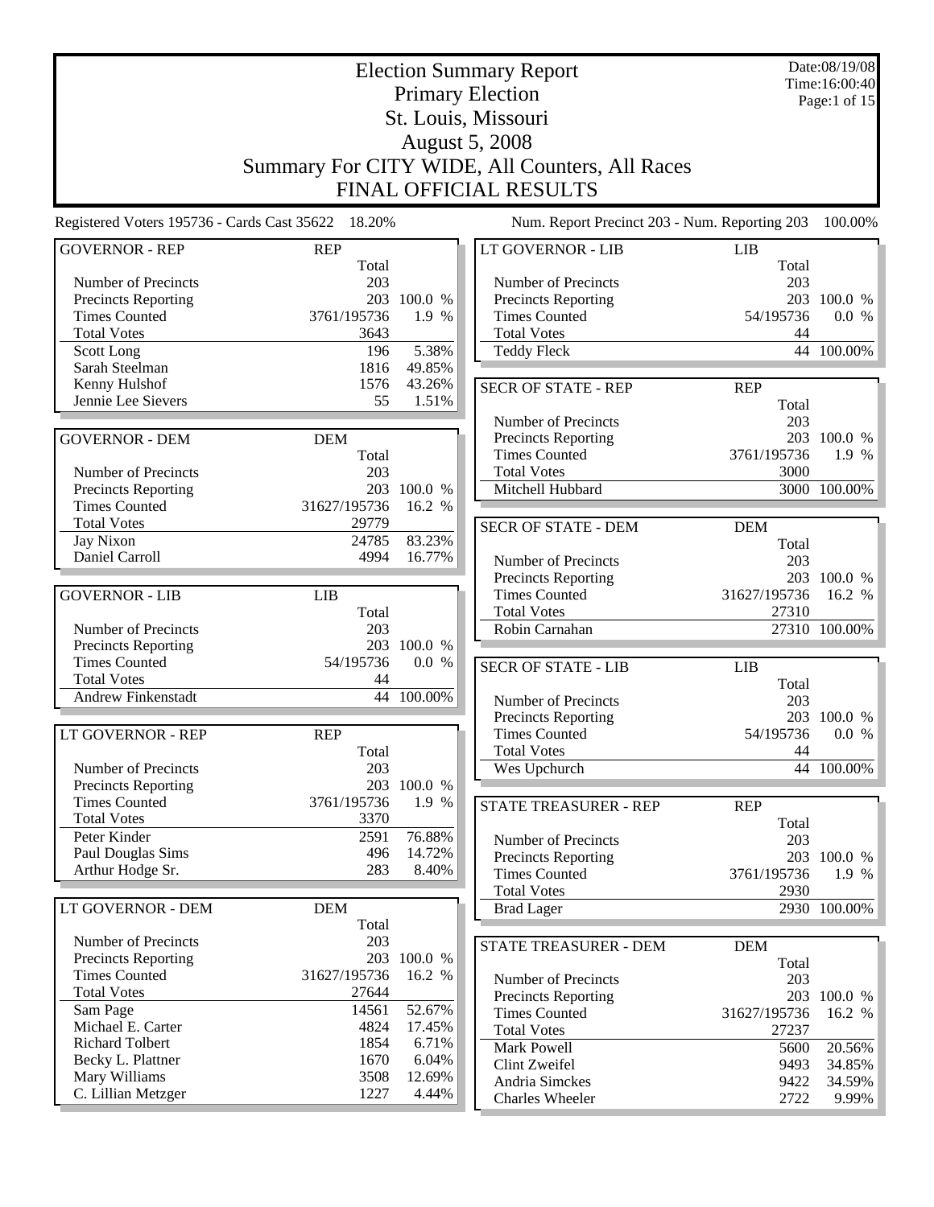# Election Summary Report

## Primary Election

## St. Louis, Missouri

## August 5, 2008

## Summary For CITY WIDE, All Counters, All Races

## FINAL OFFICIAL RESULTS

Date:08/19/08
Time:16:00:40

Registered Voters 195736 - Cards Cast 35622 18.20%

Num. Report Precinct 203 - Num. Reporting 203 100.00%

| GOVERNOR - REP | REP | |
|---|---|---|
| | Total | |
| Number of Precincts | 203 | |
| Precincts Reporting | 203 | 100.0 % |
| Times Counted | 3761/195736 | 1.9 % |
| Total Votes | 3643 | |
| Scott Long | 196 | 5.38% |
| Sarah Steelman | 1816 | 49.85% |
| Kenny Hulshof | 1576 | 43.26% |
| Jennie Lee Sievers | 55 | 1.51% |

| GOVERNOR - DEM | DEM | |
|---|---|---|
| | Total | |
| Number of Precincts | 203 | |
| Precincts Reporting | 203 | 100.0 % |
| Times Counted | 31627/195736 | 16.2 % |
| Total Votes | 29779 | |
| Jay Nixon | 24785 | 83.23% |
| Daniel Carroll | 4994 | 16.77% |

| GOVERNOR - LIB | LIB | |
|---|---|---|
| | Total | |
| Number of Precincts | 203 | |
| Precincts Reporting | 203 | 100.0 % |
| Times Counted | 54/195736 | 0.0 % |
| Total Votes | 44 | |
| Andrew Finkenstadt | 44 | 100.00% |

| LT GOVERNOR - REP | REP | |
|---|---|---|
| | Total | |
| Number of Precincts | 203 | |
| Precincts Reporting | 203 | 100.0 % |
| Times Counted | 3761/195736 | 1.9 % |
| Total Votes | 3370 | |
| Peter Kinder | 2591 | 76.88% |
| Paul Douglas Sims | 496 | 14.72% |
| Arthur Hodge Sr. | 283 | 8.40% |

| LT GOVERNOR - DEM | DEM | |
|---|---|---|
| | Total | |
| Number of Precincts | 203 | |
| Precincts Reporting | 203 | 100.0 % |
| Times Counted | 31627/195736 | 16.2 % |
| Total Votes | 27644 | |
| Sam Page | 14561 | 52.67% |
| Michael E. Carter | 4824 | 17.45% |
| Richard Tolbert | 1854 | 6.71% |
| Becky L. Plattner | 1670 | 6.04% |
| Mary Williams | 3508 | 12.69% |
| C. Lillian Metzger | 1227 | 4.44% |

| LT GOVERNOR - LIB | LIB | |
|---|---|---|
| | Total | |
| Number of Precincts | 203 | |
| Precincts Reporting | 203 | 100.0 % |
| Times Counted | 54/195736 | 0.0 % |
| Total Votes | 44 | |
| Teddy Fleck | 44 | 100.00% |

| SECR OF STATE - REP | REP | |
|---|---|---|
| | Total | |
| Number of Precincts | 203 | |
| Precincts Reporting | 203 | 100.0 % |
| Times Counted | 3761/195736 | 1.9 % |
| Total Votes | 3000 | |
| Mitchell Hubbard | 3000 | 100.00% |

| SECR OF STATE - DEM | DEM | |
|---|---|---|
| | Total | |
| Number of Precincts | 203 | |
| Precincts Reporting | 203 | 100.0 % |
| Times Counted | 31627/195736 | 16.2 % |
| Total Votes | 27310 | |
| Robin Carnahan | 27310 | 100.00% |

| SECR OF STATE - LIB | LIB | |
|---|---|---|
| | Total | |
| Number of Precincts | 203 | |
| Precincts Reporting | 203 | 100.0 % |
| Times Counted | 54/195736 | 0.0 % |
| Total Votes | 44 | |
| Wes Upchurch | 44 | 100.00% |

| STATE TREASURER - REP | REP | |
|---|---|---|
| | Total | |
| Number of Precincts | 203 | |
| Precincts Reporting | 203 | 100.0 % |
| Times Counted | 3761/195736 | 1.9 % |
| Total Votes | 2930 | |
| Brad Lager | 2930 | 100.00% |

| STATE TREASURER - DEM | DEM | |
|---|---|---|
| | Total | |
| Number of Precincts | 203 | |
| Precincts Reporting | 203 | 100.0 % |
| Times Counted | 31627/195736 | 16.2 % |
| Total Votes | 27237 | |
| Mark Powell | 5600 | 20.56% |
| Clint Zweifel | 9493 | 34.85% |
| Andria Simckes | 9422 | 34.59% |
| Charles Wheeler | 2722 | 9.99% |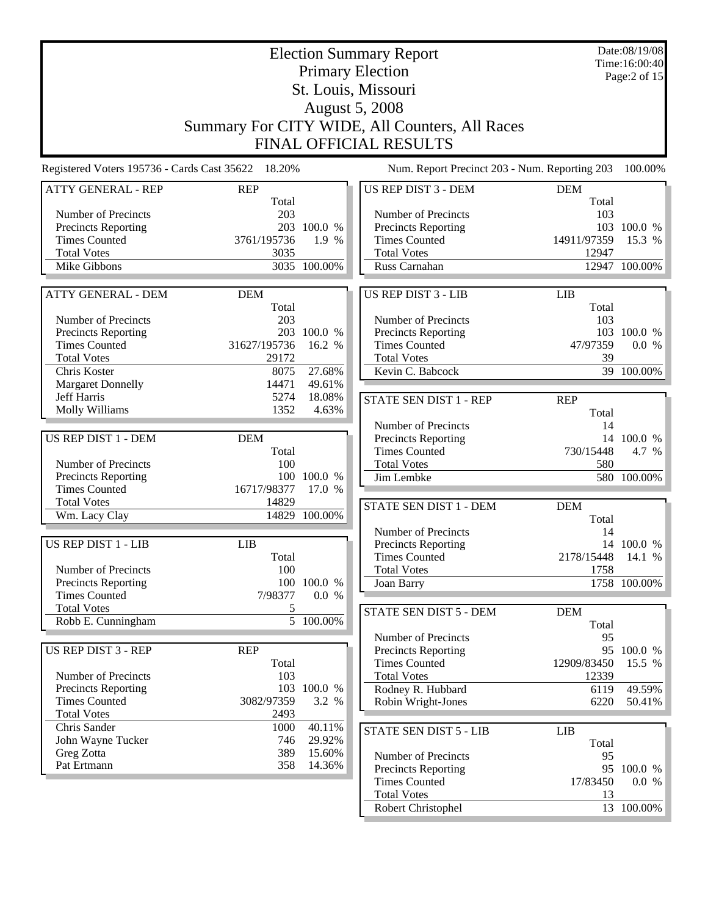# Election Summary Report
## Primary Election
## St. Louis, Missouri
## August 5, 2008
## Summary For CITY WIDE, All Counters, All Races
## FINAL OFFICIAL RESULTS

Date:08/19/08
Time:16:00:40

Registered Voters 195736 - Cards Cast 35622 18.20%

Num. Report Precinct 203 - Num. Reporting 203 100.00%

### ATTY GENERAL - REP

| REP | Total | |
|---|---|---|
| Number of Precincts | 203 | |
| Precincts Reporting | 203 | 100.0 % |
| Times Counted | 3761/195736 | 1.9 % |
| Total Votes | 3035 | |
| Mike Gibbons | 3035 | 100.00% |

### ATTY GENERAL - DEM

| DEM | Total | |
|---|---|---|
| Number of Precincts | 203 | |
| Precincts Reporting | 203 | 100.0 % |
| Times Counted | 31627/195736 | 16.2 % |
| Total Votes | 29172 | |
| Chris Koster | 8075 | 27.68% |
| Margaret Donnelly | 14471 | 49.61% |
| Jeff Harris | 5274 | 18.08% |
| Molly Williams | 1352 | 4.63% |

### US REP DIST 1 - DEM

| DEM | Total | |
|---|---|---|
| Number of Precincts | 100 | |
| Precincts Reporting | 100 | 100.0 % |
| Times Counted | 16717/98377 | 17.0 % |
| Total Votes | 14829 | |
| Wm. Lacy Clay | 14829 | 100.00% |

### US REP DIST 1 - LIB

| LIB | Total | |
|---|---|---|
| Number of Precincts | 100 | |
| Precincts Reporting | 100 | 100.0 % |
| Times Counted | 7/98377 | 0.0 % |
| Total Votes | 5 | |
| Robb E. Cunningham | 5 | 100.00% |

### US REP DIST 3 - REP

| REP | Total | |
|---|---|---|
| Number of Precincts | 103 | |
| Precincts Reporting | 103 | 100.0 % |
| Times Counted | 3082/97359 | 3.2 % |
| Total Votes | 2493 | |
| Chris Sander | 1000 | 40.11% |
| John Wayne Tucker | 746 | 29.92% |
| Greg Zotta | 389 | 15.60% |
| Pat Ertmann | 358 | 14.36% |

### US REP DIST 3 - DEM

| DEM | Total | |
|---|---|---|
| Number of Precincts | 103 | |
| Precincts Reporting | 103 | 100.0 % |
| Times Counted | 14911/97359 | 15.3 % |
| Total Votes | 12947 | |
| Russ Carnahan | 12947 | 100.00% |

### US REP DIST 3 - LIB

| LIB | Total | |
|---|---|---|
| Number of Precincts | 103 | |
| Precincts Reporting | 103 | 100.0 % |
| Times Counted | 47/97359 | 0.0 % |
| Total Votes | 39 | |
| Kevin C. Babcock | 39 | 100.00% |

### STATE SEN DIST 1 - REP

| REP | Total | |
|---|---|---|
| Number of Precincts | 14 | |
| Precincts Reporting | 14 | 100.0 % |
| Times Counted | 730/15448 | 4.7 % |
| Total Votes | 580 | |
| Jim Lembke | 580 | 100.00% |

### STATE SEN DIST 1 - DEM

| DEM | Total | |
|---|---|---|
| Number of Precincts | 14 | |
| Precincts Reporting | 14 | 100.0 % |
| Times Counted | 2178/15448 | 14.1 % |
| Total Votes | 1758 | |
| Joan Barry | 1758 | 100.00% |

### STATE SEN DIST 5 - DEM

| DEM | Total | |
|---|---|---|
| Number of Precincts | 95 | |
| Precincts Reporting | 95 | 100.0 % |
| Times Counted | 12909/83450 | 15.5 % |
| Total Votes | 12339 | |
| Rodney R. Hubbard | 6119 | 49.59% |
| Robin Wright-Jones | 6220 | 50.41% |

### STATE SEN DIST 5 - LIB

| LIB | Total | |
|---|---|---|
| Number of Precincts | 95 | |
| Precincts Reporting | 95 | 100.0 % |
| Times Counted | 17/83450 | 0.0 % |
| Total Votes | 13 | |
| Robert Christophel | 13 | 100.00% |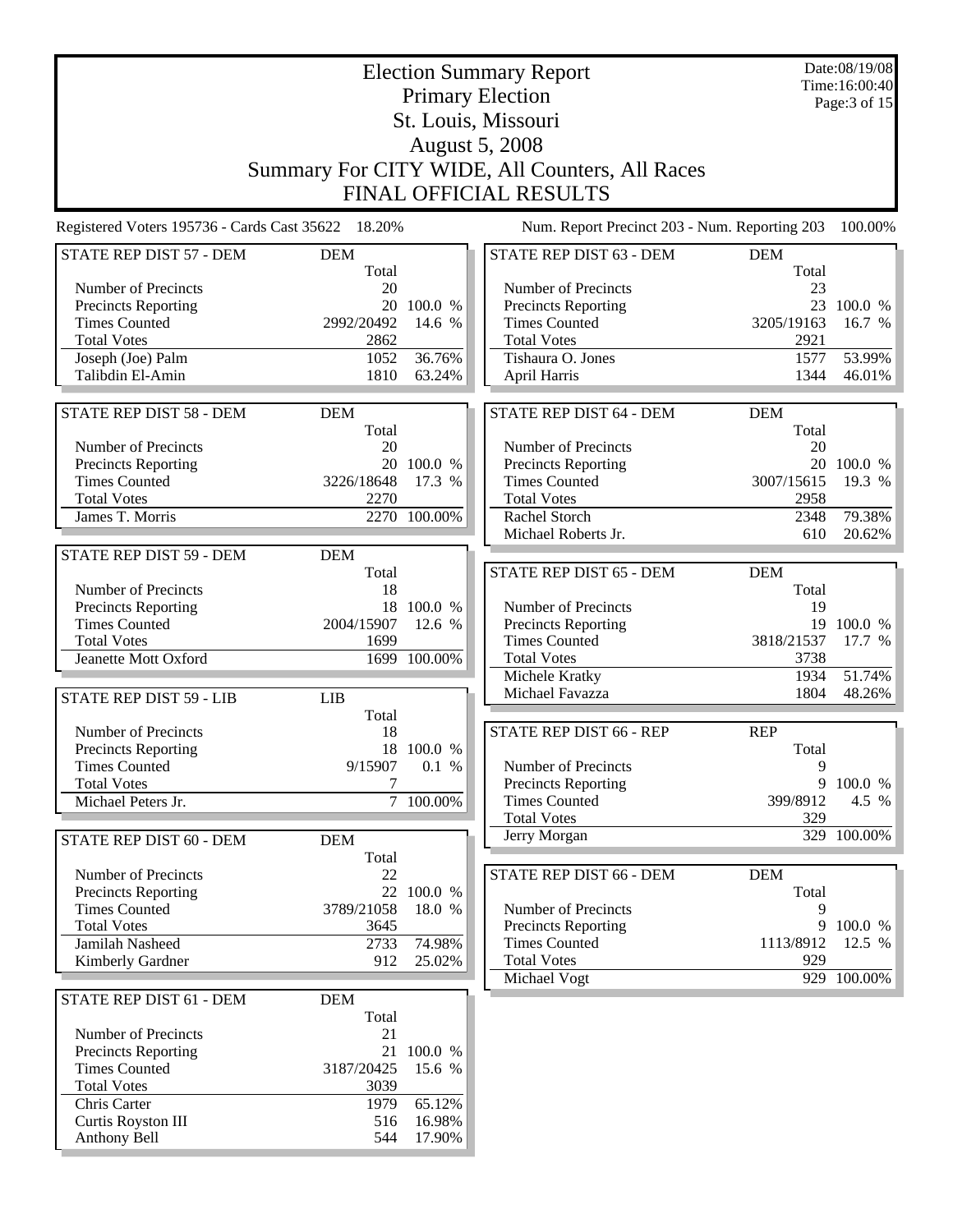# Election Summary Report

## Primary Election

## St. Louis, Missouri

## August 5, 2008

## Summary For CITY WIDE, All Counters, All Races

## FINAL OFFICIAL RESULTS

Date:08/19/08
Time:16:00:40

Registered Voters 195736 - Cards Cast 35622 18.20%

Num. Report Precinct 203 - Num. Reporting 203 100.00%

### STATE REP DIST 57 - DEM

| | DEM Total | |
|---|---|---|
| Number of Precincts | 20 | |
| Precincts Reporting | 20 | 100.0 % |
| Times Counted | 2992/20492 | 14.6 % |
| Total Votes | 2862 | |
| Joseph (Joe) Palm | 1052 | 36.76% |
| Talibdin El-Amin | 1810 | 63.24% |

### STATE REP DIST 58 - DEM

| | DEM Total | |
|---|---|---|
| Number of Precincts | 20 | |
| Precincts Reporting | 20 | 100.0 % |
| Times Counted | 3226/18648 | 17.3 % |
| Total Votes | 2270 | |
| James T. Morris | 2270 | 100.00% |

### STATE REP DIST 59 - DEM

| | DEM Total | |
|---|---|---|
| Number of Precincts | 18 | |
| Precincts Reporting | 18 | 100.0 % |
| Times Counted | 2004/15907 | 12.6 % |
| Total Votes | 1699 | |
| Jeanette Mott Oxford | 1699 | 100.00% |

### STATE REP DIST 59 - LIB

| | LIB Total | |
|---|---|---|
| Number of Precincts | 18 | |
| Precincts Reporting | 18 | 100.0 % |
| Times Counted | 9/15907 | 0.1 % |
| Total Votes | 7 | |
| Michael Peters Jr. | 7 | 100.00% |

### STATE REP DIST 60 - DEM

| | DEM Total | |
|---|---|---|
| Number of Precincts | 22 | |
| Precincts Reporting | 22 | 100.0 % |
| Times Counted | 3789/21058 | 18.0 % |
| Total Votes | 3645 | |
| Jamilah Nasheed | 2733 | 74.98% |
| Kimberly Gardner | 912 | 25.02% |

### STATE REP DIST 61 - DEM

| | DEM Total | |
|---|---|---|
| Number of Precincts | 21 | |
| Precincts Reporting | 21 | 100.0 % |
| Times Counted | 3187/20425 | 15.6 % |
| Total Votes | 3039 | |
| Chris Carter | 1979 | 65.12% |
| Curtis Royston III | 516 | 16.98% |
| Anthony Bell | 544 | 17.90% |

### STATE REP DIST 63 - DEM

| | DEM Total | |
|---|---|---|
| Number of Precincts | 23 | |
| Precincts Reporting | 23 | 100.0 % |
| Times Counted | 3205/19163 | 16.7 % |
| Total Votes | 2921 | |
| Tishaura O. Jones | 1577 | 53.99% |
| April Harris | 1344 | 46.01% |

### STATE REP DIST 64 - DEM

| | DEM Total | |
|---|---|---|
| Number of Precincts | 20 | |
| Precincts Reporting | 20 | 100.0 % |
| Times Counted | 3007/15615 | 19.3 % |
| Total Votes | 2958 | |
| Rachel Storch | 2348 | 79.38% |
| Michael Roberts Jr. | 610 | 20.62% |

### STATE REP DIST 65 - DEM

| | DEM Total | |
|---|---|---|
| Number of Precincts | 19 | |
| Precincts Reporting | 19 | 100.0 % |
| Times Counted | 3818/21537 | 17.7 % |
| Total Votes | 3738 | |
| Michele Kratky | 1934 | 51.74% |
| Michael Favazza | 1804 | 48.26% |

### STATE REP DIST 66 - REP

| | REP Total | |
|---|---|---|
| Number of Precincts | 9 | |
| Precincts Reporting | 9 | 100.0 % |
| Times Counted | 399/8912 | 4.5 % |
| Total Votes | 329 | |
| Jerry Morgan | 329 | 100.00% |

### STATE REP DIST 66 - DEM

| | DEM Total | |
|---|---|---|
| Number of Precincts | 9 | |
| Precincts Reporting | 9 | 100.0 % |
| Times Counted | 1113/8912 | 12.5 % |
| Total Votes | 929 | |
| Michael Vogt | 929 | 100.00% |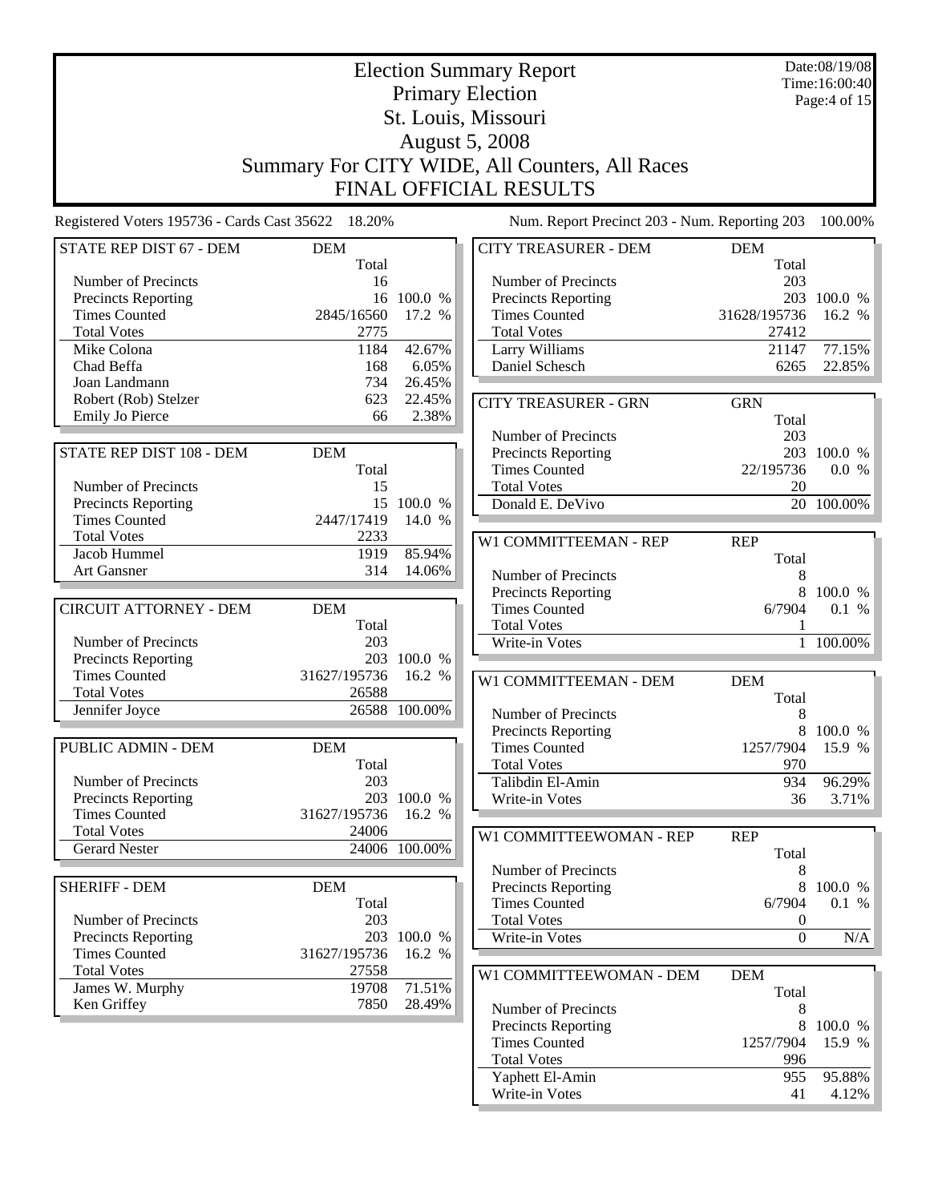# Election Summary Report

## Primary Election

## St. Louis, Missouri

## August 5, 2008

## Summary For CITY WIDE, All Counters, All Races

## FINAL OFFICIAL RESULTS

Date:08/19/08
Time:16:00:40

Registered Voters 195736 - Cards Cast 35622 18.20%

Num. Report Precinct 203 - Num. Reporting 203 100.00%

| STATE REP DIST 67 - DEM | DEM | |
|---|---|---|
| | Total | |
| Number of Precincts | 16 | |
| Precincts Reporting | 16 | 100.0 % |
| Times Counted | 2845/16560 | 17.2 % |
| Total Votes | 2775 | |
| Mike Colona | 1184 | 42.67% |
| Chad Beffa | 168 | 6.05% |
| Joan Landmann | 734 | 26.45% |
| Robert (Rob) Stelzer | 623 | 22.45% |
| Emily Jo Pierce | 66 | 2.38% |

| STATE REP DIST 108 - DEM | DEM | |
|---|---|---|
| | Total | |
| Number of Precincts | 15 | |
| Precincts Reporting | 15 | 100.0 % |
| Times Counted | 2447/17419 | 14.0 % |
| Total Votes | 2233 | |
| Jacob Hummel | 1919 | 85.94% |
| Art Gansner | 314 | 14.06% |

| CIRCUIT ATTORNEY - DEM | DEM | |
|---|---|---|
| | Total | |
| Number of Precincts | 203 | |
| Precincts Reporting | 203 | 100.0 % |
| Times Counted | 31627/195736 | 16.2 % |
| Total Votes | 26588 | |
| Jennifer Joyce | 26588 | 100.00% |

| PUBLIC ADMIN - DEM | DEM | |
|---|---|---|
| | Total | |
| Number of Precincts | 203 | |
| Precincts Reporting | 203 | 100.0 % |
| Times Counted | 31627/195736 | 16.2 % |
| Total Votes | 24006 | |
| Gerard Nester | 24006 | 100.00% |

| SHERIFF - DEM | DEM | |
|---|---|---|
| | Total | |
| Number of Precincts | 203 | |
| Precincts Reporting | 203 | 100.0 % |
| Times Counted | 31627/195736 | 16.2 % |
| Total Votes | 27558 | |
| James W. Murphy | 19708 | 71.51% |
| Ken Griffey | 7850 | 28.49% |

| CITY TREASURER - DEM | DEM | |
|---|---|---|
| | Total | |
| Number of Precincts | 203 | |
| Precincts Reporting | 203 | 100.0 % |
| Times Counted | 31628/195736 | 16.2 % |
| Total Votes | 27412 | |
| Larry Williams | 21147 | 77.15% |
| Daniel Schesch | 6265 | 22.85% |

| CITY TREASURER - GRN | GRN | |
|---|---|---|
| | Total | |
| Number of Precincts | 203 | |
| Precincts Reporting | 203 | 100.0 % |
| Times Counted | 22/195736 | 0.0 % |
| Total Votes | 20 | |
| Donald E. DeVivo | 20 | 100.00% |

| W1 COMMITTEEMAN - REP | REP | |
|---|---|---|
| | Total | |
| Number of Precincts | 8 | |
| Precincts Reporting | 8 | 100.0 % |
| Times Counted | 6/7904 | 0.1 % |
| Total Votes | 1 | |
| Write-in Votes | 1 | 100.00% |

| W1 COMMITTEEMAN - DEM | DEM | |
|---|---|---|
| | Total | |
| Number of Precincts | 8 | |
| Precincts Reporting | 8 | 100.0 % |
| Times Counted | 1257/7904 | 15.9 % |
| Total Votes | 970 | |
| Talibdin El-Amin | 934 | 96.29% |
| Write-in Votes | 36 | 3.71% |

| W1 COMMITTEEWOMAN - REP | REP | |
|---|---|---|
| | Total | |
| Number of Precincts | 8 | |
| Precincts Reporting | 8 | 100.0 % |
| Times Counted | 6/7904 | 0.1 % |
| Total Votes | 0 | |
| Write-in Votes | 0 | N/A |

| W1 COMMITTEEWOMAN - DEM | DEM | |
|---|---|---|
| | Total | |
| Number of Precincts | 8 | |
| Precincts Reporting | 8 | 100.0 % |
| Times Counted | 1257/7904 | 15.9 % |
| Total Votes | 996 | |
| Yaphett El-Amin | 955 | 95.88% |
| Write-in Votes | 41 | 4.12% |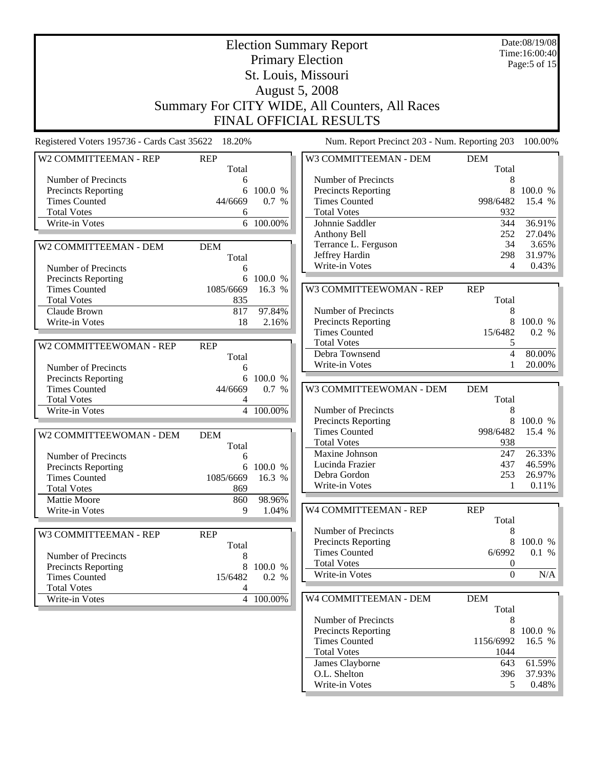# Election Summary Report
## Primary Election
## St. Louis, Missouri
## August 5, 2008
## Summary For CITY WIDE, All Counters, All Races
## FINAL OFFICIAL RESULTS

Date:08/19/08
Time:16:00:40

Registered Voters 195736 - Cards Cast 35622 18.20%

Num. Report Precinct 203 - Num. Reporting 203 100.00%

### W2 COMMITTEEMAN - REP

| | REP Total | |
|---|---|---|
| Number of Precincts | 6 | |
| Precincts Reporting | 6 | 100.0 % |
| Times Counted | 44/6669 | 0.7 % |
| Total Votes | 6 | |
| Write-in Votes | 6 | 100.00% |

### W2 COMMITTEEMAN - DEM

| | DEM Total | |
|---|---|---|
| Number of Precincts | 6 | |
| Precincts Reporting | 6 | 100.0 % |
| Times Counted | 1085/6669 | 16.3 % |
| Total Votes | 835 | |
| Claude Brown | 817 | 97.84% |
| Write-in Votes | 18 | 2.16% |

### W2 COMMITTEEWOMAN - REP

| | REP Total | |
|---|---|---|
| Number of Precincts | 6 | |
| Precincts Reporting | 6 | 100.0 % |
| Times Counted | 44/6669 | 0.7 % |
| Total Votes | 4 | |
| Write-in Votes | 4 | 100.00% |

### W2 COMMITTEEWOMAN - DEM

| | DEM Total | |
|---|---|---|
| Number of Precincts | 6 | |
| Precincts Reporting | 6 | 100.0 % |
| Times Counted | 1085/6669 | 16.3 % |
| Total Votes | 869 | |
| Mattie Moore | 860 | 98.96% |
| Write-in Votes | 9 | 1.04% |

### W3 COMMITTEEMAN - REP

| | REP Total | |
|---|---|---|
| Number of Precincts | 8 | |
| Precincts Reporting | 8 | 100.0 % |
| Times Counted | 15/6482 | 0.2 % |
| Total Votes | 4 | |
| Write-in Votes | 4 | 100.00% |

### W3 COMMITTEEMAN - DEM

| | DEM Total | |
|---|---|---|
| Number of Precincts | 8 | |
| Precincts Reporting | 8 | 100.0 % |
| Times Counted | 998/6482 | 15.4 % |
| Total Votes | 932 | |
| Johnnie Saddler | 344 | 36.91% |
| Anthony Bell | 252 | 27.04% |
| Terrance L. Ferguson | 34 | 3.65% |
| Jeffrey Hardin | 298 | 31.97% |
| Write-in Votes | 4 | 0.43% |

### W3 COMMITTEEWOMAN - REP

| | REP Total | |
|---|---|---|
| Number of Precincts | 8 | |
| Precincts Reporting | 8 | 100.0 % |
| Times Counted | 15/6482 | 0.2 % |
| Total Votes | 5 | |
| Debra Townsend | 4 | 80.00% |
| Write-in Votes | 1 | 20.00% |

### W3 COMMITTEEWOMAN - DEM

| | DEM Total | |
|---|---|---|
| Number of Precincts | 8 | |
| Precincts Reporting | 8 | 100.0 % |
| Times Counted | 998/6482 | 15.4 % |
| Total Votes | 938 | |
| Maxine Johnson | 247 | 26.33% |
| Lucinda Frazier | 437 | 46.59% |
| Debra Gordon | 253 | 26.97% |
| Write-in Votes | 1 | 0.11% |

### W4 COMMITTEEMAN - REP

| | REP Total | |
|---|---|---|
| Number of Precincts | 8 | |
| Precincts Reporting | 8 | 100.0 % |
| Times Counted | 6/6992 | 0.1 % |
| Total Votes | 0 | |
| Write-in Votes | 0 | N/A |

### W4 COMMITTEEMAN - DEM

| | DEM Total | |
|---|---|---|
| Number of Precincts | 8 | |
| Precincts Reporting | 8 | 100.0 % |
| Times Counted | 1156/6992 | 16.5 % |
| Total Votes | 1044 | |
| James Clayborne | 643 | 61.59% |
| O.L. Shelton | 396 | 37.93% |
| Write-in Votes | 5 | 0.48% |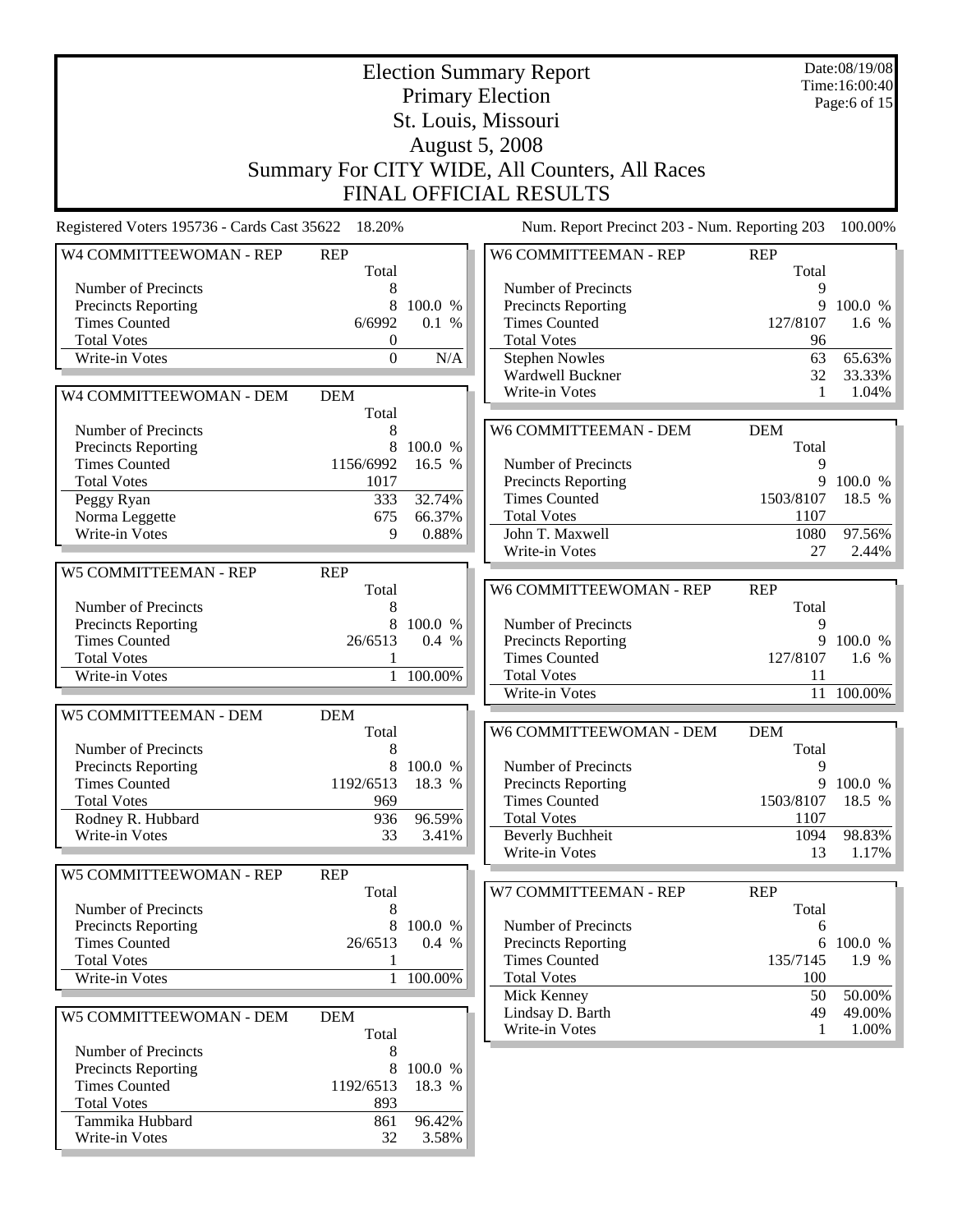# Election Summary Report
## Primary Election
## St. Louis, Missouri
## August 5, 2008
## Summary For CITY WIDE, All Counters, All Races
## FINAL OFFICIAL RESULTS

Date:08/19/08
Time:16:00:40

Registered Voters 195736 - Cards Cast 35622 18.20%

Num. Report Precinct 203 - Num. Reporting 203 100.00%

### W4 COMMITTEEWOMAN - REP

| REP | Total | |
|---|---|---|
| Number of Precincts | 8 | |
| Precincts Reporting | 8 | 100.0 % |
| Times Counted | 6/6992 | 0.1 % |
| Total Votes | 0 | |
| Write-in Votes | 0 | N/A |

### W4 COMMITTEEWOMAN - DEM

| DEM | Total | |
|---|---|---|
| Number of Precincts | 8 | |
| Precincts Reporting | 8 | 100.0 % |
| Times Counted | 1156/6992 | 16.5 % |
| Total Votes | 1017 | |
| Peggy Ryan | 333 | 32.74% |
| Norma Leggette | 675 | 66.37% |
| Write-in Votes | 9 | 0.88% |

### W5 COMMITTEEMAN - REP

| REP | Total | |
|---|---|---|
| Number of Precincts | 8 | |
| Precincts Reporting | 8 | 100.0 % |
| Times Counted | 26/6513 | 0.4 % |
| Total Votes | 1 | |
| Write-in Votes | 1 | 100.00% |

### W5 COMMITTEEMAN - DEM

| DEM | Total | |
|---|---|---|
| Number of Precincts | 8 | |
| Precincts Reporting | 8 | 100.0 % |
| Times Counted | 1192/6513 | 18.3 % |
| Total Votes | 969 | |
| Rodney R. Hubbard | 936 | 96.59% |
| Write-in Votes | 33 | 3.41% |

### W5 COMMITTEEWOMAN - REP

| REP | Total | |
|---|---|---|
| Number of Precincts | 8 | |
| Precincts Reporting | 8 | 100.0 % |
| Times Counted | 26/6513 | 0.4 % |
| Total Votes | 1 | |
| Write-in Votes | 1 | 100.00% |

### W5 COMMITTEEWOMAN - DEM

| DEM | Total | |
|---|---|---|
| Number of Precincts | 8 | |
| Precincts Reporting | 8 | 100.0 % |
| Times Counted | 1192/6513 | 18.3 % |
| Total Votes | 893 | |
| Tammika Hubbard | 861 | 96.42% |
| Write-in Votes | 32 | 3.58% |

### W6 COMMITTEEMAN - REP

| REP | Total | |
|---|---|---|
| Number of Precincts | 9 | |
| Precincts Reporting | 9 | 100.0 % |
| Times Counted | 127/8107 | 1.6 % |
| Total Votes | 96 | |
| Stephen Nowles | 63 | 65.63% |
| Wardwell Buckner | 32 | 33.33% |
| Write-in Votes | 1 | 1.04% |

### W6 COMMITTEEMAN - DEM

| DEM | Total | |
|---|---|---|
| Number of Precincts | 9 | |
| Precincts Reporting | 9 | 100.0 % |
| Times Counted | 1503/8107 | 18.5 % |
| Total Votes | 1107 | |
| John T. Maxwell | 1080 | 97.56% |
| Write-in Votes | 27 | 2.44% |

### W6 COMMITTEEWOMAN - REP

| REP | Total | |
|---|---|---|
| Number of Precincts | 9 | |
| Precincts Reporting | 9 | 100.0 % |
| Times Counted | 127/8107 | 1.6 % |
| Total Votes | 11 | |
| Write-in Votes | 11 | 100.00% |

### W6 COMMITTEEWOMAN - DEM

| DEM | Total | |
|---|---|---|
| Number of Precincts | 9 | |
| Precincts Reporting | 9 | 100.0 % |
| Times Counted | 1503/8107 | 18.5 % |
| Total Votes | 1107 | |
| Beverly Buchheit | 1094 | 98.83% |
| Write-in Votes | 13 | 1.17% |

### W7 COMMITTEEMAN - REP

| REP | Total | |
|---|---|---|
| Number of Precincts | 6 | |
| Precincts Reporting | 6 | 100.0 % |
| Times Counted | 135/7145 | 1.9 % |
| Total Votes | 100 | |
| Mick Kenney | 50 | 50.00% |
| Lindsay D. Barth | 49 | 49.00% |
| Write-in Votes | 1 | 1.00% |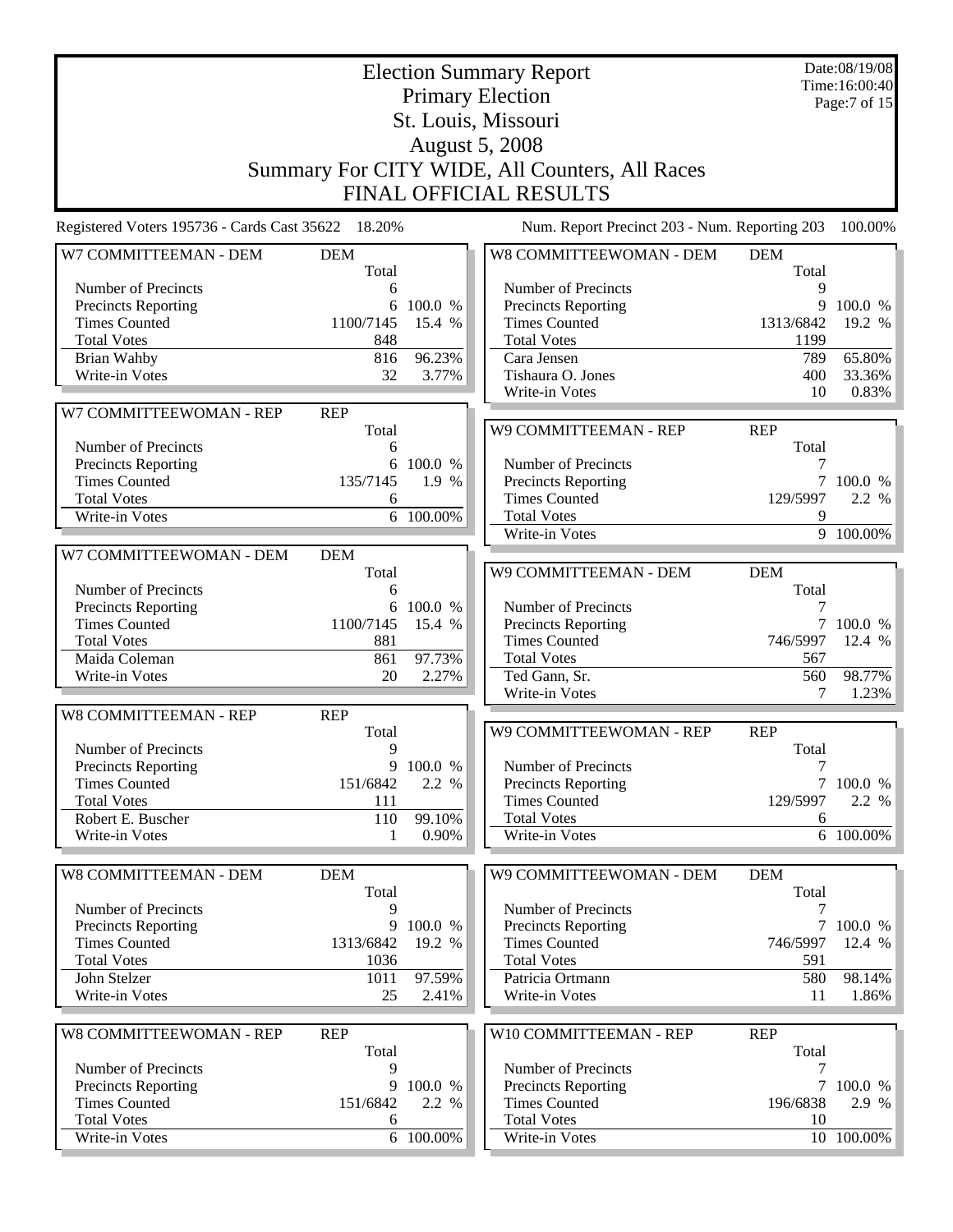# Election Summary Report

## Primary Election

## St. Louis, Missouri

## August 5, 2008

## Summary For CITY WIDE, All Counters, All Races

## FINAL OFFICIAL RESULTS

Date:08/19/08
Time:16:00:40

Registered Voters 195736 - Cards Cast 35622 18.20%

Num. Report Precinct 203 - Num. Reporting 203 100.00%

| W7 COMMITTEEMAN - DEM | DEM | |
|---|---|---|
| | Total | |
| Number of Precincts | 6 | |
| Precincts Reporting | 6 | 100.0 % |
| Times Counted | 1100/7145 | 15.4 % |
| Total Votes | 848 | |
| Brian Wahby | 816 | 96.23% |
| Write-in Votes | 32 | 3.77% |

| W7 COMMITTEEWOMAN - REP | REP | |
|---|---|---|
| | Total | |
| Number of Precincts | 6 | |
| Precincts Reporting | 6 | 100.0 % |
| Times Counted | 135/7145 | 1.9 % |
| Total Votes | 6 | |
| Write-in Votes | 6 | 100.00% |

| W7 COMMITTEEWOMAN - DEM | DEM | |
|---|---|---|
| | Total | |
| Number of Precincts | 6 | |
| Precincts Reporting | 6 | 100.0 % |
| Times Counted | 1100/7145 | 15.4 % |
| Total Votes | 881 | |
| Maida Coleman | 861 | 97.73% |
| Write-in Votes | 20 | 2.27% |

| W8 COMMITTEEMAN - REP | REP | |
|---|---|---|
| | Total | |
| Number of Precincts | 9 | |
| Precincts Reporting | 9 | 100.0 % |
| Times Counted | 151/6842 | 2.2 % |
| Total Votes | 111 | |
| Robert E. Buscher | 110 | 99.10% |
| Write-in Votes | 1 | 0.90% |

| W8 COMMITTEEMAN - DEM | DEM | |
|---|---|---|
| | Total | |
| Number of Precincts | 9 | |
| Precincts Reporting | 9 | 100.0 % |
| Times Counted | 1313/6842 | 19.2 % |
| Total Votes | 1036 | |
| John Stelzer | 1011 | 97.59% |
| Write-in Votes | 25 | 2.41% |

| W8 COMMITTEEWOMAN - REP | REP | |
|---|---|---|
| | Total | |
| Number of Precincts | 9 | |
| Precincts Reporting | 9 | 100.0 % |
| Times Counted | 151/6842 | 2.2 % |
| Total Votes | 6 | |
| Write-in Votes | 6 | 100.00% |

| W8 COMMITTEEWOMAN - DEM | DEM | |
|---|---|---|
| | Total | |
| Number of Precincts | 9 | |
| Precincts Reporting | 9 | 100.0 % |
| Times Counted | 1313/6842 | 19.2 % |
| Total Votes | 1199 | |
| Cara Jensen | 789 | 65.80% |
| Tishaura O. Jones | 400 | 33.36% |
| Write-in Votes | 10 | 0.83% |

| W9 COMMITTEEMAN - REP | REP | |
|---|---|---|
| | Total | |
| Number of Precincts | 7 | |
| Precincts Reporting | 7 | 100.0 % |
| Times Counted | 129/5997 | 2.2 % |
| Total Votes | 9 | |
| Write-in Votes | 9 | 100.00% |

| W9 COMMITTEEMAN - DEM | DEM | |
|---|---|---|
| | Total | |
| Number of Precincts | 7 | |
| Precincts Reporting | 7 | 100.0 % |
| Times Counted | 746/5997 | 12.4 % |
| Total Votes | 567 | |
| Ted Gann, Sr. | 560 | 98.77% |
| Write-in Votes | 7 | 1.23% |

| W9 COMMITTEEWOMAN - REP | REP | |
|---|---|---|
| | Total | |
| Number of Precincts | 7 | |
| Precincts Reporting | 7 | 100.0 % |
| Times Counted | 129/5997 | 2.2 % |
| Total Votes | 6 | |
| Write-in Votes | 6 | 100.00% |

| W9 COMMITTEEWOMAN - DEM | DEM | |
|---|---|---|
| | Total | |
| Number of Precincts | 7 | |
| Precincts Reporting | 7 | 100.0 % |
| Times Counted | 746/5997 | 12.4 % |
| Total Votes | 591 | |
| Patricia Ortmann | 580 | 98.14% |
| Write-in Votes | 11 | 1.86% |

| W10 COMMITTEEMAN - REP | REP | |
|---|---|---|
| | Total | |
| Number of Precincts | 7 | |
| Precincts Reporting | 7 | 100.0 % |
| Times Counted | 196/6838 | 2.9 % |
| Total Votes | 10 | |
| Write-in Votes | 10 | 100.00% |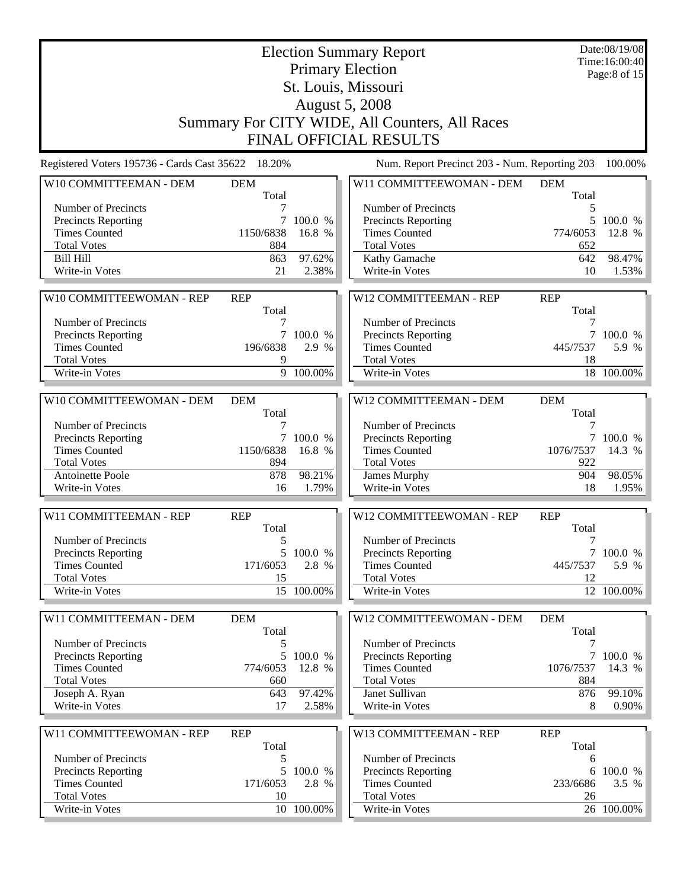# Election Summary Report
## Primary Election
## St. Louis, Missouri
## August 5, 2008
## Summary For CITY WIDE, All Counters, All Races
## FINAL OFFICIAL RESULTS

Date:08/19/08
Time:16:00:40

Registered Voters 195736 - Cards Cast 35622 18.20%

Num. Report Precinct 203 - Num. Reporting 203 100.00%

| W10 COMMITTEEMAN - DEM | DEM Total | |
|---|---|---|
| Number of Precincts | 7 | |
| Precincts Reporting | 7 | 100.0 % |
| Times Counted | 1150/6838 | 16.8 % |
| Total Votes | 884 | |
| Bill Hill | 863 | 97.62% |
| Write-in Votes | 21 | 2.38% |

| W10 COMMITTEEWOMAN - REP | REP Total | |
|---|---|---|
| Number of Precincts | 7 | |
| Precincts Reporting | 7 | 100.0 % |
| Times Counted | 196/6838 | 2.9 % |
| Total Votes | 9 | |
| Write-in Votes | 9 | 100.00% |

| W10 COMMITTEEWOMAN - DEM | DEM Total | |
|---|---|---|
| Number of Precincts | 7 | |
| Precincts Reporting | 7 | 100.0 % |
| Times Counted | 1150/6838 | 16.8 % |
| Total Votes | 894 | |
| Antoinette Poole | 878 | 98.21% |
| Write-in Votes | 16 | 1.79% |

| W11 COMMITTEEMAN - REP | REP Total | |
|---|---|---|
| Number of Precincts | 5 | |
| Precincts Reporting | 5 | 100.0 % |
| Times Counted | 171/6053 | 2.8 % |
| Total Votes | 15 | |
| Write-in Votes | 15 | 100.00% |

| W11 COMMITTEEMAN - DEM | DEM Total | |
|---|---|---|
| Number of Precincts | 5 | |
| Precincts Reporting | 5 | 100.0 % |
| Times Counted | 774/6053 | 12.8 % |
| Total Votes | 660 | |
| Joseph A. Ryan | 643 | 97.42% |
| Write-in Votes | 17 | 2.58% |

| W11 COMMITTEEWOMAN - REP | REP Total | |
|---|---|---|
| Number of Precincts | 5 | |
| Precincts Reporting | 5 | 100.0 % |
| Times Counted | 171/6053 | 2.8 % |
| Total Votes | 10 | |
| Write-in Votes | 10 | 100.00% |

| W11 COMMITTEEWOMAN - DEM | DEM Total | |
|---|---|---|
| Number of Precincts | 5 | |
| Precincts Reporting | 5 | 100.0 % |
| Times Counted | 774/6053 | 12.8 % |
| Total Votes | 652 | |
| Kathy Gamache | 642 | 98.47% |
| Write-in Votes | 10 | 1.53% |

| W12 COMMITTEEMAN - REP | REP Total | |
|---|---|---|
| Number of Precincts | 7 | |
| Precincts Reporting | 7 | 100.0 % |
| Times Counted | 445/7537 | 5.9 % |
| Total Votes | 18 | |
| Write-in Votes | 18 | 100.00% |

| W12 COMMITTEEMAN - DEM | DEM Total | |
|---|---|---|
| Number of Precincts | 7 | |
| Precincts Reporting | 7 | 100.0 % |
| Times Counted | 1076/7537 | 14.3 % |
| Total Votes | 922 | |
| James Murphy | 904 | 98.05% |
| Write-in Votes | 18 | 1.95% |

| W12 COMMITTEEWOMAN - REP | REP Total | |
|---|---|---|
| Number of Precincts | 7 | |
| Precincts Reporting | 7 | 100.0 % |
| Times Counted | 445/7537 | 5.9 % |
| Total Votes | 12 | |
| Write-in Votes | 12 | 100.00% |

| W12 COMMITTEEWOMAN - DEM | DEM Total | |
|---|---|---|
| Number of Precincts | 7 | |
| Precincts Reporting | 7 | 100.0 % |
| Times Counted | 1076/7537 | 14.3 % |
| Total Votes | 884 | |
| Janet Sullivan | 876 | 99.10% |
| Write-in Votes | 8 | 0.90% |

| W13 COMMITTEEMAN - REP | REP Total | |
|---|---|---|
| Number of Precincts | 6 | |
| Precincts Reporting | 6 | 100.0 % |
| Times Counted | 233/6686 | 3.5 % |
| Total Votes | 26 | |
| Write-in Votes | 26 | 100.00% |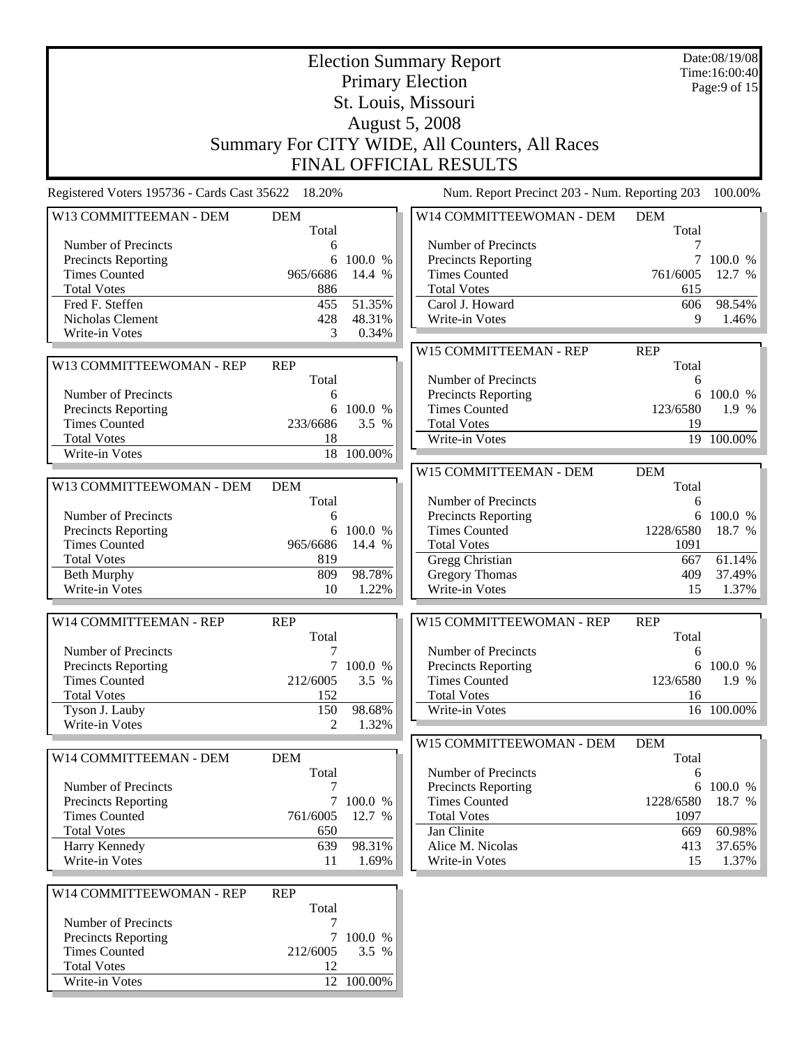# Election Summary Report

## Primary Election

## St. Louis, Missouri

## August 5, 2008

## Summary For CITY WIDE, All Counters, All Races

## FINAL OFFICIAL RESULTS

Date:08/19/08
Time:16:00:40

Registered Voters 195736 - Cards Cast 35622 18.20%

Num. Report Precinct 203 - Num. Reporting 203 100.00%

### W13 COMMITTEEMAN - DEM

| | DEM Total | |
|---|---|---|
| Number of Precincts | 6 | |
| Precincts Reporting | 6 | 100.0 % |
| Times Counted | 965/6686 | 14.4 % |
| Total Votes | 886 | |
| Fred F. Steffen | 455 | 51.35% |
| Nicholas Clement | 428 | 48.31% |
| Write-in Votes | 3 | 0.34% |

### W13 COMMITTEEWOMAN - REP

| | REP Total | |
|---|---|---|
| Number of Precincts | 6 | |
| Precincts Reporting | 6 | 100.0 % |
| Times Counted | 233/6686 | 3.5 % |
| Total Votes | 18 | |
| Write-in Votes | 18 | 100.00% |

### W13 COMMITTEEWOMAN - DEM

| | DEM Total | |
|---|---|---|
| Number of Precincts | 6 | |
| Precincts Reporting | 6 | 100.0 % |
| Times Counted | 965/6686 | 14.4 % |
| Total Votes | 819 | |
| Beth Murphy | 809 | 98.78% |
| Write-in Votes | 10 | 1.22% |

### W14 COMMITTEEMAN - REP

| | REP Total | |
|---|---|---|
| Number of Precincts | 7 | |
| Precincts Reporting | 7 | 100.0 % |
| Times Counted | 212/6005 | 3.5 % |
| Total Votes | 152 | |
| Tyson J. Lauby | 150 | 98.68% |
| Write-in Votes | 2 | 1.32% |

### W14 COMMITTEEMAN - DEM

| | DEM Total | |
|---|---|---|
| Number of Precincts | 7 | |
| Precincts Reporting | 7 | 100.0 % |
| Times Counted | 761/6005 | 12.7 % |
| Total Votes | 650 | |
| Harry Kennedy | 639 | 98.31% |
| Write-in Votes | 11 | 1.69% |

### W14 COMMITTEEWOMAN - REP

| | REP Total | |
|---|---|---|
| Number of Precincts | 7 | |
| Precincts Reporting | 7 | 100.0 % |
| Times Counted | 212/6005 | 3.5 % |
| Total Votes | 12 | |
| Write-in Votes | 12 | 100.00% |

### W14 COMMITTEEWOMAN - DEM

| | DEM Total | |
|---|---|---|
| Number of Precincts | 7 | |
| Precincts Reporting | 7 | 100.0 % |
| Times Counted | 761/6005 | 12.7 % |
| Total Votes | 615 | |
| Carol J. Howard | 606 | 98.54% |
| Write-in Votes | 9 | 1.46% |

### W15 COMMITTEEMAN - REP

| | REP Total | |
|---|---|---|
| Number of Precincts | 6 | |
| Precincts Reporting | 6 | 100.0 % |
| Times Counted | 123/6580 | 1.9 % |
| Total Votes | 19 | |
| Write-in Votes | 19 | 100.00% |

### W15 COMMITTEEMAN - DEM

| | DEM Total | |
|---|---|---|
| Number of Precincts | 6 | |
| Precincts Reporting | 6 | 100.0 % |
| Times Counted | 1228/6580 | 18.7 % |
| Total Votes | 1091 | |
| Gregg Christian | 667 | 61.14% |
| Gregory Thomas | 409 | 37.49% |
| Write-in Votes | 15 | 1.37% |

### W15 COMMITTEEWOMAN - REP

| | REP Total | |
|---|---|---|
| Number of Precincts | 6 | |
| Precincts Reporting | 6 | 100.0 % |
| Times Counted | 123/6580 | 1.9 % |
| Total Votes | 16 | |
| Write-in Votes | 16 | 100.00% |

### W15 COMMITTEEWOMAN - DEM

| | DEM Total | |
|---|---|---|
| Number of Precincts | 6 | |
| Precincts Reporting | 6 | 100.0 % |
| Times Counted | 1228/6580 | 18.7 % |
| Total Votes | 1097 | |
| Jan Clinite | 669 | 60.98% |
| Alice M. Nicolas | 413 | 37.65% |
| Write-in Votes | 15 | 1.37% |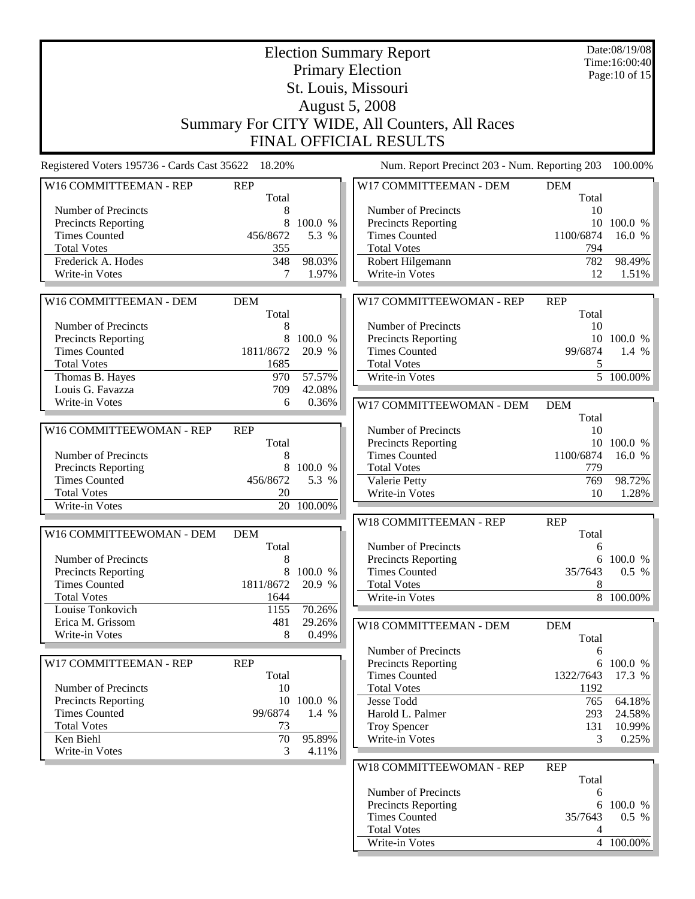# Election Summary Report
## Primary Election
## St. Louis, Missouri
## August 5, 2008
## Summary For CITY WIDE, All Counters, All Races
## FINAL OFFICIAL RESULTS

Date:08/19/08
Time:16:00:40

Registered Voters 195736 - Cards Cast 35622 18.20%

Num. Report Precinct 203 - Num. Reporting 203 100.00%

| W16 COMMITTEEMAN - REP | REP Total | |
|---|---|---|
| Number of Precincts | 8 | |
| Precincts Reporting | 8 | 100.0 % |
| Times Counted | 456/8672 | 5.3 % |
| Total Votes | 355 | |
| Frederick A. Hodes | 348 | 98.03% |
| Write-in Votes | 7 | 1.97% |

| W16 COMMITTEEMAN - DEM | DEM Total | |
|---|---|---|
| Number of Precincts | 8 | |
| Precincts Reporting | 8 | 100.0 % |
| Times Counted | 1811/8672 | 20.9 % |
| Total Votes | 1685 | |
| Thomas B. Hayes | 970 | 57.57% |
| Louis G. Favazza | 709 | 42.08% |
| Write-in Votes | 6 | 0.36% |

| W16 COMMITTEEWOMAN - REP | REP Total | |
|---|---|---|
| Number of Precincts | 8 | |
| Precincts Reporting | 8 | 100.0 % |
| Times Counted | 456/8672 | 5.3 % |
| Total Votes | 20 | |
| Write-in Votes | 20 | 100.00% |

| W16 COMMITTEEWOMAN - DEM | DEM Total | |
|---|---|---|
| Number of Precincts | 8 | |
| Precincts Reporting | 8 | 100.0 % |
| Times Counted | 1811/8672 | 20.9 % |
| Total Votes | 1644 | |
| Louise Tonkovich | 1155 | 70.26% |
| Erica M. Grissom | 481 | 29.26% |
| Write-in Votes | 8 | 0.49% |

| W17 COMMITTEEMAN - REP | REP Total | |
|---|---|---|
| Number of Precincts | 10 | |
| Precincts Reporting | 10 | 100.0 % |
| Times Counted | 99/6874 | 1.4 % |
| Total Votes | 73 | |
| Ken Biehl | 70 | 95.89% |
| Write-in Votes | 3 | 4.11% |

| W17 COMMITTEEMAN - DEM | DEM Total | |
|---|---|---|
| Number of Precincts | 10 | |
| Precincts Reporting | 10 | 100.0 % |
| Times Counted | 1100/6874 | 16.0 % |
| Total Votes | 794 | |
| Robert Hilgemann | 782 | 98.49% |
| Write-in Votes | 12 | 1.51% |

| W17 COMMITTEEWOMAN - REP | REP Total | |
|---|---|---|
| Number of Precincts | 10 | |
| Precincts Reporting | 10 | 100.0 % |
| Times Counted | 99/6874 | 1.4 % |
| Total Votes | 5 | |
| Write-in Votes | 5 | 100.00% |

| W17 COMMITTEEWOMAN - DEM | DEM Total | |
|---|---|---|
| Number of Precincts | 10 | |
| Precincts Reporting | 10 | 100.0 % |
| Times Counted | 1100/6874 | 16.0 % |
| Total Votes | 779 | |
| Valerie Petty | 769 | 98.72% |
| Write-in Votes | 10 | 1.28% |

| W18 COMMITTEEMAN - REP | REP Total | |
|---|---|---|
| Number of Precincts | 6 | |
| Precincts Reporting | 6 | 100.0 % |
| Times Counted | 35/7643 | 0.5 % |
| Total Votes | 8 | |
| Write-in Votes | 8 | 100.00% |

| W18 COMMITTEEMAN - DEM | DEM Total | |
|---|---|---|
| Number of Precincts | 6 | |
| Precincts Reporting | 6 | 100.0 % |
| Times Counted | 1322/7643 | 17.3 % |
| Total Votes | 1192 | |
| Jesse Todd | 765 | 64.18% |
| Harold L. Palmer | 293 | 24.58% |
| Troy Spencer | 131 | 10.99% |
| Write-in Votes | 3 | 0.25% |

| W18 COMMITTEEWOMAN - REP | REP Total | |
|---|---|---|
| Number of Precincts | 6 | |
| Precincts Reporting | 6 | 100.0 % |
| Times Counted | 35/7643 | 0.5 % |
| Total Votes | 4 | |
| Write-in Votes | 4 | 100.00% |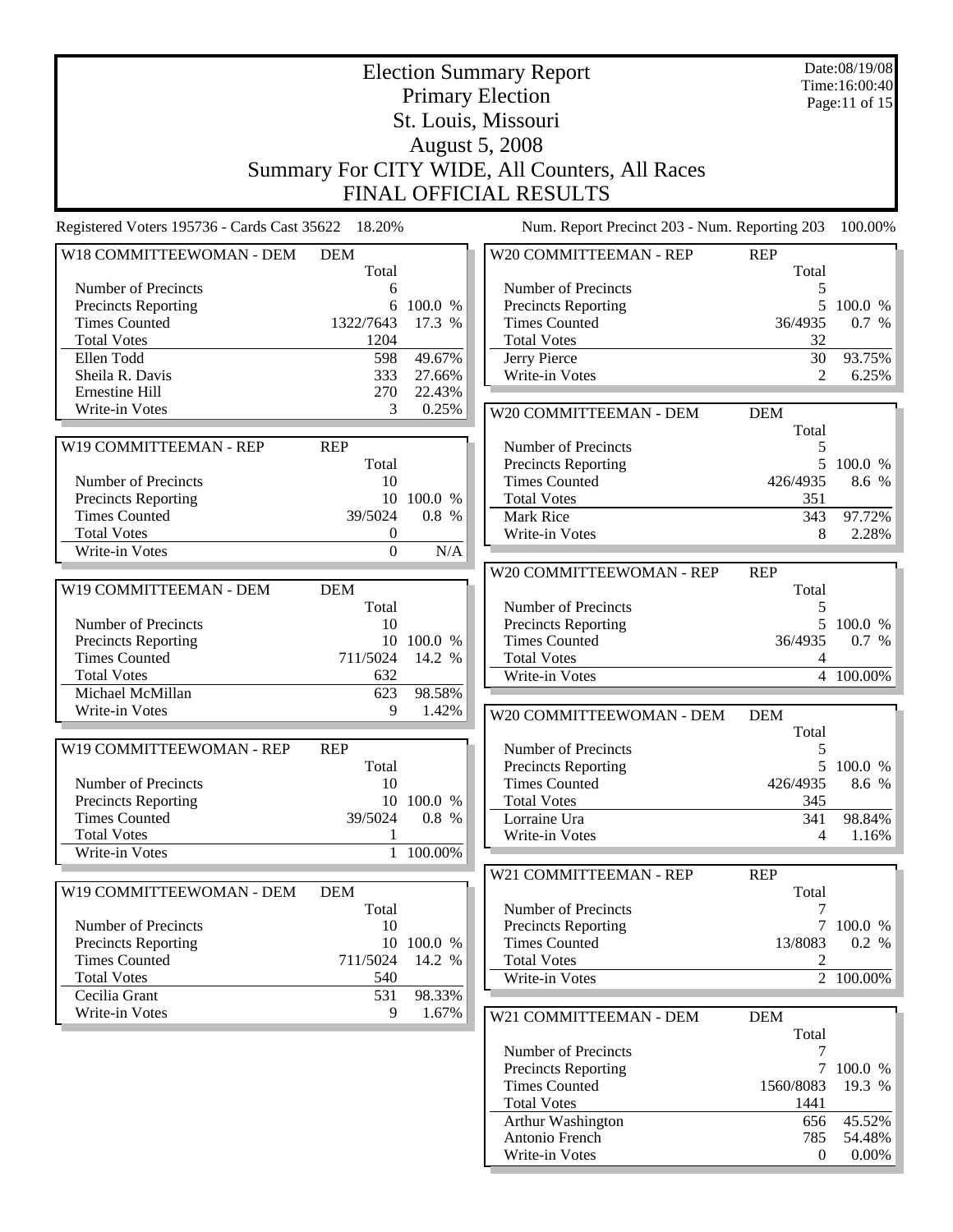# Election Summary Report

## Primary Election

## St. Louis, Missouri

## August 5, 2008

## Summary For CITY WIDE, All Counters, All Races

## FINAL OFFICIAL RESULTS

Date:08/19/08
Time:16:00:40

Registered Voters 195736 - Cards Cast 35622 18.20%

Num. Report Precinct 203 - Num. Reporting 203 100.00%

| W18 COMMITTEEWOMAN - DEM | DEM Total | |
|---|---|---|
| Number of Precincts | 6 | |
| Precincts Reporting | 6 | 100.0 % |
| Times Counted | 1322/7643 | 17.3 % |
| Total Votes | 1204 | |
| Ellen Todd | 598 | 49.67% |
| Sheila R. Davis | 333 | 27.66% |
| Ernestine Hill | 270 | 22.43% |
| Write-in Votes | 3 | 0.25% |

| W19 COMMITTEEMAN - REP | REP Total | |
|---|---|---|
| Number of Precincts | 10 | |
| Precincts Reporting | 10 | 100.0 % |
| Times Counted | 39/5024 | 0.8 % |
| Total Votes | 0 | |
| Write-in Votes | 0 | N/A |

| W19 COMMITTEEMAN - DEM | DEM Total | |
|---|---|---|
| Number of Precincts | 10 | |
| Precincts Reporting | 10 | 100.0 % |
| Times Counted | 711/5024 | 14.2 % |
| Total Votes | 632 | |
| Michael McMillan | 623 | 98.58% |
| Write-in Votes | 9 | 1.42% |

| W19 COMMITTEEWOMAN - REP | REP Total | |
|---|---|---|
| Number of Precincts | 10 | |
| Precincts Reporting | 10 | 100.0 % |
| Times Counted | 39/5024 | 0.8 % |
| Total Votes | 1 | |
| Write-in Votes | 1 | 100.00% |

| W19 COMMITTEEWOMAN - DEM | DEM Total | |
|---|---|---|
| Number of Precincts | 10 | |
| Precincts Reporting | 10 | 100.0 % |
| Times Counted | 711/5024 | 14.2 % |
| Total Votes | 540 | |
| Cecilia Grant | 531 | 98.33% |
| Write-in Votes | 9 | 1.67% |

| W20 COMMITTEEMAN - REP | REP Total | |
|---|---|---|
| Number of Precincts | 5 | |
| Precincts Reporting | 5 | 100.0 % |
| Times Counted | 36/4935 | 0.7 % |
| Total Votes | 32 | |
| Jerry Pierce | 30 | 93.75% |
| Write-in Votes | 2 | 6.25% |

| W20 COMMITTEEMAN - DEM | DEM Total | |
|---|---|---|
| Number of Precincts | 5 | |
| Precincts Reporting | 5 | 100.0 % |
| Times Counted | 426/4935 | 8.6 % |
| Total Votes | 351 | |
| Mark Rice | 343 | 97.72% |
| Write-in Votes | 8 | 2.28% |

| W20 COMMITTEEWOMAN - REP | REP Total | |
|---|---|---|
| Number of Precincts | 5 | |
| Precincts Reporting | 5 | 100.0 % |
| Times Counted | 36/4935 | 0.7 % |
| Total Votes | 4 | |
| Write-in Votes | 4 | 100.00% |

| W20 COMMITTEEWOMAN - DEM | DEM Total | |
|---|---|---|
| Number of Precincts | 5 | |
| Precincts Reporting | 5 | 100.0 % |
| Times Counted | 426/4935 | 8.6 % |
| Total Votes | 345 | |
| Lorraine Ura | 341 | 98.84% |
| Write-in Votes | 4 | 1.16% |

| W21 COMMITTEEMAN - REP | REP Total | |
|---|---|---|
| Number of Precincts | 7 | |
| Precincts Reporting | 7 | 100.0 % |
| Times Counted | 13/8083 | 0.2 % |
| Total Votes | 2 | |
| Write-in Votes | 2 | 100.00% |

| W21 COMMITTEEMAN - DEM | DEM Total | |
|---|---|---|
| Number of Precincts | 7 | |
| Precincts Reporting | 7 | 100.0 % |
| Times Counted | 1560/8083 | 19.3 % |
| Total Votes | 1441 | |
| Arthur Washington | 656 | 45.52% |
| Antonio French | 785 | 54.48% |
| Write-in Votes | 0 | 0.00% |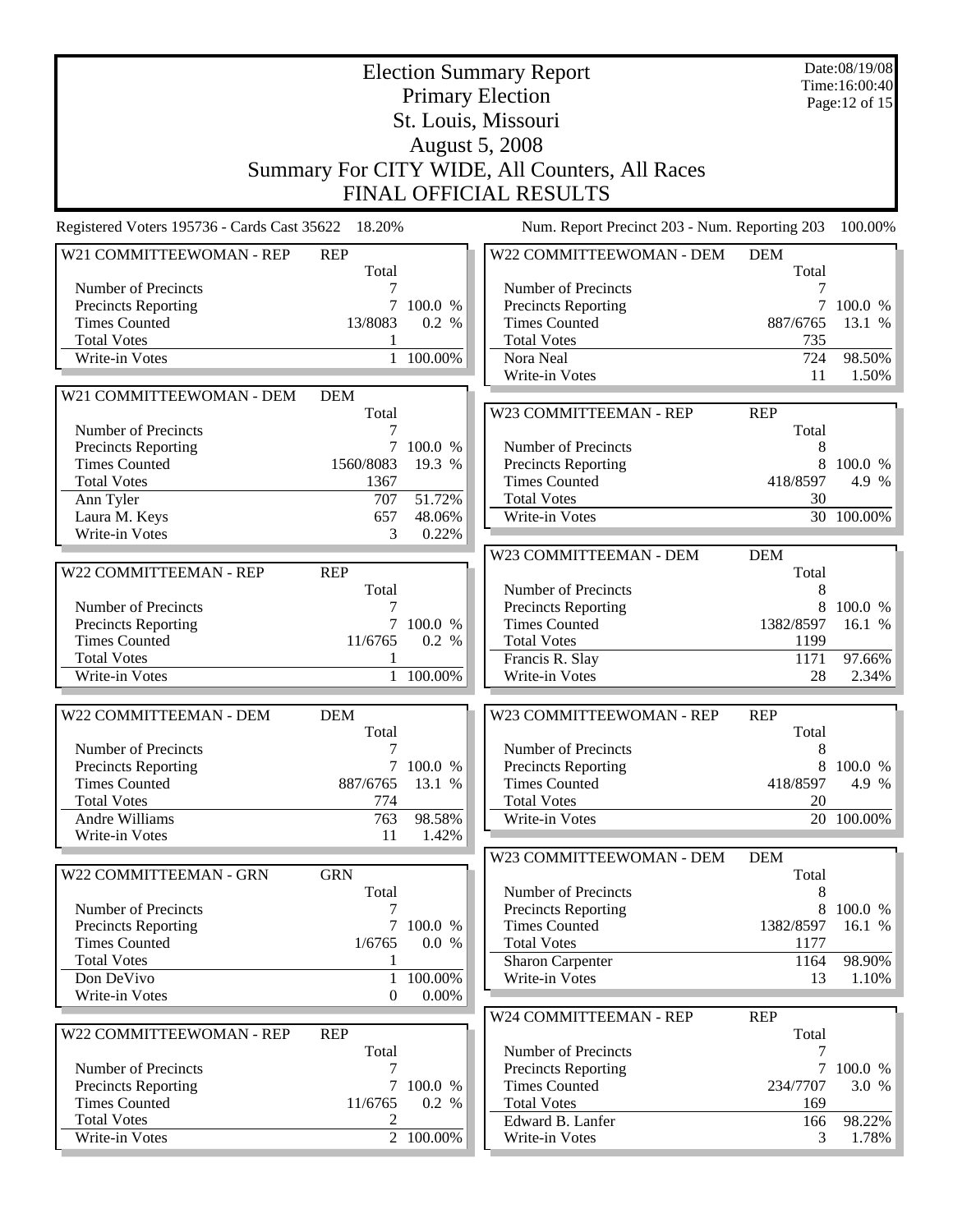# Election Summary Report
## Primary Election
## St. Louis, Missouri
## August 5, 2008
## Summary For CITY WIDE, All Counters, All Races
## FINAL OFFICIAL RESULTS

Date:08/19/08
Time:16:00:40

Registered Voters 195736 - Cards Cast 35622 18.20%

Num. Report Precinct 203 - Num. Reporting 203 100.00%

### W21 COMMITTEEWOMAN - REP

| | REP Total | |
|---|---|---|
| Number of Precincts | 7 | |
| Precincts Reporting | 7 | 100.0 % |
| Times Counted | 13/8083 | 0.2 % |
| Total Votes | 1 | |
| Write-in Votes | 1 | 100.00% |

### W21 COMMITTEEWOMAN - DEM

| | DEM Total | |
|---|---|---|
| Number of Precincts | 7 | |
| Precincts Reporting | 7 | 100.0 % |
| Times Counted | 1560/8083 | 19.3 % |
| Total Votes | 1367 | |
| Ann Tyler | 707 | 51.72% |
| Laura M. Keys | 657 | 48.06% |
| Write-in Votes | 3 | 0.22% |

### W22 COMMITTEEMAN - REP

| | REP Total | |
|---|---|---|
| Number of Precincts | 7 | |
| Precincts Reporting | 7 | 100.0 % |
| Times Counted | 11/6765 | 0.2 % |
| Total Votes | 1 | |
| Write-in Votes | 1 | 100.00% |

### W22 COMMITTEEMAN - DEM

| | DEM Total | |
|---|---|---|
| Number of Precincts | 7 | |
| Precincts Reporting | 7 | 100.0 % |
| Times Counted | 887/6765 | 13.1 % |
| Total Votes | 774 | |
| Andre Williams | 763 | 98.58% |
| Write-in Votes | 11 | 1.42% |

### W22 COMMITTEEMAN - GRN

| | GRN Total | |
|---|---|---|
| Number of Precincts | 7 | |
| Precincts Reporting | 7 | 100.0 % |
| Times Counted | 1/6765 | 0.0 % |
| Total Votes | 1 | |
| Don DeVivo | 1 | 100.00% |
| Write-in Votes | 0 | 0.00% |

### W22 COMMITTEEWOMAN - REP

| | REP Total | |
|---|---|---|
| Number of Precincts | 7 | |
| Precincts Reporting | 7 | 100.0 % |
| Times Counted | 11/6765 | 0.2 % |
| Total Votes | 2 | |
| Write-in Votes | 2 | 100.00% |

### W22 COMMITTEEWOMAN - DEM

| | DEM Total | |
|---|---|---|
| Number of Precincts | 7 | |
| Precincts Reporting | 7 | 100.0 % |
| Times Counted | 887/6765 | 13.1 % |
| Total Votes | 735 | |
| Nora Neal | 724 | 98.50% |
| Write-in Votes | 11 | 1.50% |

### W23 COMMITTEEMAN - REP

| | REP Total | |
|---|---|---|
| Number of Precincts | 8 | |
| Precincts Reporting | 8 | 100.0 % |
| Times Counted | 418/8597 | 4.9 % |
| Total Votes | 30 | |
| Write-in Votes | 30 | 100.00% |

### W23 COMMITTEEMAN - DEM

| | DEM Total | |
|---|---|---|
| Number of Precincts | 8 | |
| Precincts Reporting | 8 | 100.0 % |
| Times Counted | 1382/8597 | 16.1 % |
| Total Votes | 1199 | |
| Francis R. Slay | 1171 | 97.66% |
| Write-in Votes | 28 | 2.34% |

### W23 COMMITTEEWOMAN - REP

| | REP Total | |
|---|---|---|
| Number of Precincts | 8 | |
| Precincts Reporting | 8 | 100.0 % |
| Times Counted | 418/8597 | 4.9 % |
| Total Votes | 20 | |
| Write-in Votes | 20 | 100.00% |

### W23 COMMITTEEWOMAN - DEM

| | DEM Total | |
|---|---|---|
| Number of Precincts | 8 | |
| Precincts Reporting | 8 | 100.0 % |
| Times Counted | 1382/8597 | 16.1 % |
| Total Votes | 1177 | |
| Sharon Carpenter | 1164 | 98.90% |
| Write-in Votes | 13 | 1.10% |

### W24 COMMITTEEMAN - REP

| | REP Total | |
|---|---|---|
| Number of Precincts | 7 | |
| Precincts Reporting | 7 | 100.0 % |
| Times Counted | 234/7707 | 3.0 % |
| Total Votes | 169 | |
| Edward B. Lanfer | 166 | 98.22% |
| Write-in Votes | 3 | 1.78% |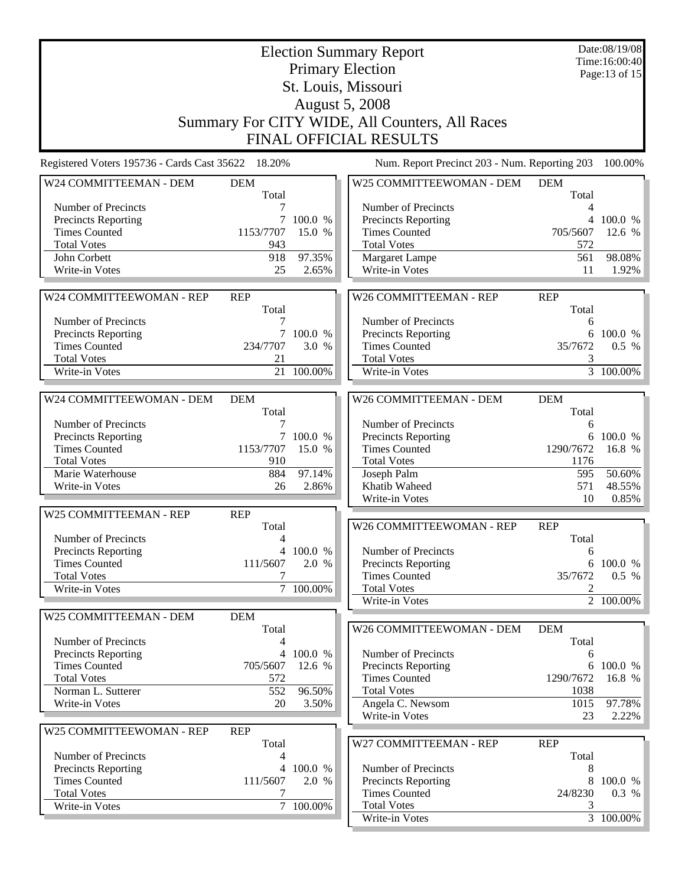# Election Summary Report

## Primary Election

## St. Louis, Missouri

## August 5, 2008

## Summary For CITY WIDE, All Counters, All Races

## FINAL OFFICIAL RESULTS

Date:08/19/08
Time:16:00:40

Registered Voters 195736 - Cards Cast 35622 18.20%

Num. Report Precinct 203 - Num. Reporting 203 100.00%

### W24 COMMITTEEMAN - DEM

| | DEM Total | |
|---|---|---|
| Number of Precincts | 7 | |
| Precincts Reporting | 7 | 100.0 % |
| Times Counted | 1153/7707 | 15.0 % |
| Total Votes | 943 | |
| John Corbett | 918 | 97.35% |
| Write-in Votes | 25 | 2.65% |

### W24 COMMITTEEWOMAN - REP

| | REP Total | |
|---|---|---|
| Number of Precincts | 7 | |
| Precincts Reporting | 7 | 100.0 % |
| Times Counted | 234/7707 | 3.0 % |
| Total Votes | 21 | |
| Write-in Votes | 21 | 100.00% |

### W24 COMMITTEEWOMAN - DEM

| | DEM Total | |
|---|---|---|
| Number of Precincts | 7 | |
| Precincts Reporting | 7 | 100.0 % |
| Times Counted | 1153/7707 | 15.0 % |
| Total Votes | 910 | |
| Marie Waterhouse | 884 | 97.14% |
| Write-in Votes | 26 | 2.86% |

### W25 COMMITTEEMAN - REP

| | REP Total | |
|---|---|---|
| Number of Precincts | 4 | |
| Precincts Reporting | 4 | 100.0 % |
| Times Counted | 111/5607 | 2.0 % |
| Total Votes | 7 | |
| Write-in Votes | 7 | 100.00% |

### W25 COMMITTEEMAN - DEM

| | DEM Total | |
|---|---|---|
| Number of Precincts | 4 | |
| Precincts Reporting | 4 | 100.0 % |
| Times Counted | 705/5607 | 12.6 % |
| Total Votes | 572 | |
| Norman L. Sutterer | 552 | 96.50% |
| Write-in Votes | 20 | 3.50% |

### W25 COMMITTEEWOMAN - REP

| | REP Total | |
|---|---|---|
| Number of Precincts | 4 | |
| Precincts Reporting | 4 | 100.0 % |
| Times Counted | 111/5607 | 2.0 % |
| Total Votes | 7 | |
| Write-in Votes | 7 | 100.00% |

### W25 COMMITTEEWOMAN - DEM

| | DEM Total | |
|---|---|---|
| Number of Precincts | 4 | |
| Precincts Reporting | 4 | 100.0 % |
| Times Counted | 705/5607 | 12.6 % |
| Total Votes | 572 | |
| Margaret Lampe | 561 | 98.08% |
| Write-in Votes | 11 | 1.92% |

### W26 COMMITTEEMAN - REP

| | REP Total | |
|---|---|---|
| Number of Precincts | 6 | |
| Precincts Reporting | 6 | 100.0 % |
| Times Counted | 35/7672 | 0.5 % |
| Total Votes | 3 | |
| Write-in Votes | 3 | 100.00% |

### W26 COMMITTEEMAN - DEM

| | DEM Total | |
|---|---|---|
| Number of Precincts | 6 | |
| Precincts Reporting | 6 | 100.0 % |
| Times Counted | 1290/7672 | 16.8 % |
| Total Votes | 1176 | |
| Joseph Palm | 595 | 50.60% |
| Khatib Waheed | 571 | 48.55% |
| Write-in Votes | 10 | 0.85% |

### W26 COMMITTEEWOMAN - REP

| | REP Total | |
|---|---|---|
| Number of Precincts | 6 | |
| Precincts Reporting | 6 | 100.0 % |
| Times Counted | 35/7672 | 0.5 % |
| Total Votes | 2 | |
| Write-in Votes | 2 | 100.00% |

### W26 COMMITTEEWOMAN - DEM

| | DEM Total | |
|---|---|---|
| Number of Precincts | 6 | |
| Precincts Reporting | 6 | 100.0 % |
| Times Counted | 1290/7672 | 16.8 % |
| Total Votes | 1038 | |
| Angela C. Newsom | 1015 | 97.78% |
| Write-in Votes | 23 | 2.22% |

### W27 COMMITTEEMAN - REP

| | REP Total | |
|---|---|---|
| Number of Precincts | 8 | |
| Precincts Reporting | 8 | 100.0 % |
| Times Counted | 24/8230 | 0.3 % |
| Total Votes | 3 | |
| Write-in Votes | 3 | 100.00% |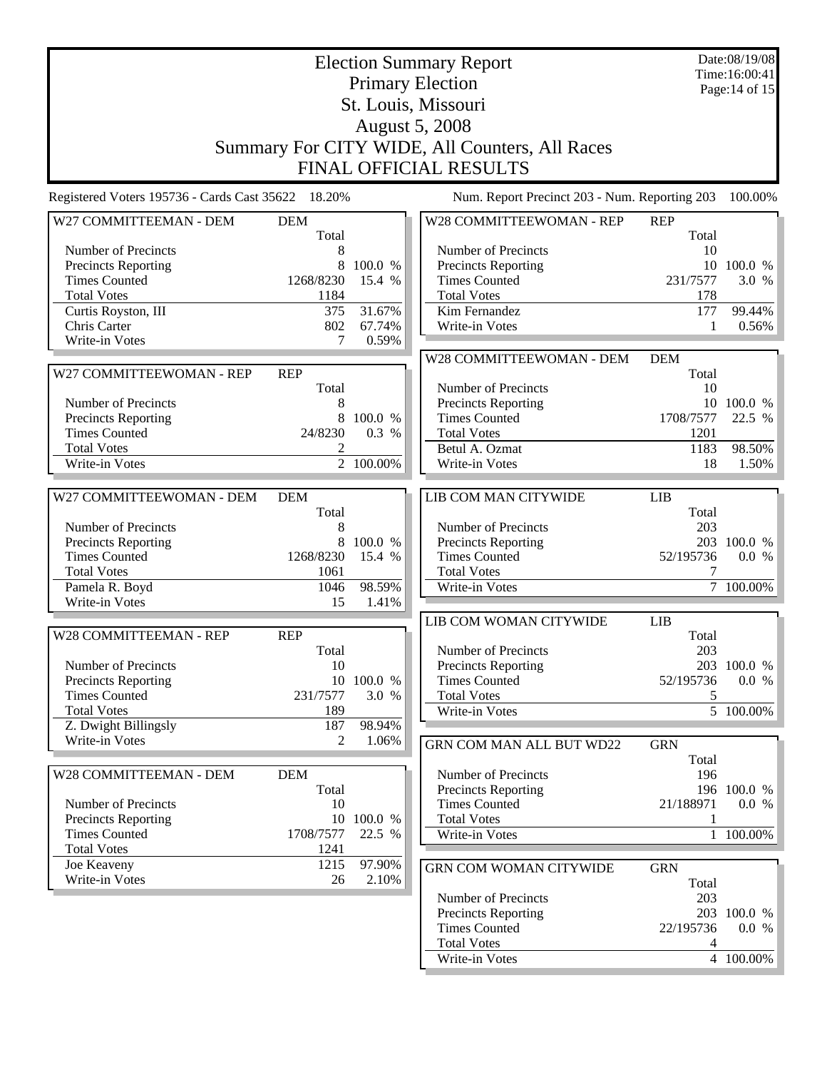# Election Summary Report
## Primary Election
## St. Louis, Missouri
## August 5, 2008
## Summary For CITY WIDE, All Counters, All Races
## FINAL OFFICIAL RESULTS

Date:08/19/08
Time:16:00:41

Registered Voters 195736 - Cards Cast 35622 18.20%

Num. Report Precinct 203 - Num. Reporting 203 100.00%

| W27 COMMITTEEMAN - DEM | DEM | |
|---|---|---|
| | Total | |
| Number of Precincts | 8 | |
| Precincts Reporting | 8 | 100.0 % |
| Times Counted | 1268/8230 | 15.4 % |
| Total Votes | 1184 | |
| Curtis Royston, III | 375 | 31.67% |
| Chris Carter | 802 | 67.74% |
| Write-in Votes | 7 | 0.59% |

| W27 COMMITTEEWOMAN - REP | REP | |
|---|---|---|
| | Total | |
| Number of Precincts | 8 | |
| Precincts Reporting | 8 | 100.0 % |
| Times Counted | 24/8230 | 0.3 % |
| Total Votes | 2 | |
| Write-in Votes | 2 | 100.00% |

| W27 COMMITTEEWOMAN - DEM | DEM | |
|---|---|---|
| | Total | |
| Number of Precincts | 8 | |
| Precincts Reporting | 8 | 100.0 % |
| Times Counted | 1268/8230 | 15.4 % |
| Total Votes | 1061 | |
| Pamela R. Boyd | 1046 | 98.59% |
| Write-in Votes | 15 | 1.41% |

| W28 COMMITTEEMAN - REP | REP | |
|---|---|---|
| | Total | |
| Number of Precincts | 10 | |
| Precincts Reporting | 10 | 100.0 % |
| Times Counted | 231/7577 | 3.0 % |
| Total Votes | 189 | |
| Z. Dwight Billingsly | 187 | 98.94% |
| Write-in Votes | 2 | 1.06% |

| W28 COMMITTEEMAN - DEM | DEM | |
|---|---|---|
| | Total | |
| Number of Precincts | 10 | |
| Precincts Reporting | 10 | 100.0 % |
| Times Counted | 1708/7577 | 22.5 % |
| Total Votes | 1241 | |
| Joe Keaveny | 1215 | 97.90% |
| Write-in Votes | 26 | 2.10% |

| W28 COMMITTEEWOMAN - REP | REP | |
|---|---|---|
| | Total | |
| Number of Precincts | 10 | |
| Precincts Reporting | 10 | 100.0 % |
| Times Counted | 231/7577 | 3.0 % |
| Total Votes | 178 | |
| Kim Fernandez | 177 | 99.44% |
| Write-in Votes | 1 | 0.56% |

| W28 COMMITTEEWOMAN - DEM | DEM | |
|---|---|---|
| | Total | |
| Number of Precincts | 10 | |
| Precincts Reporting | 10 | 100.0 % |
| Times Counted | 1708/7577 | 22.5 % |
| Total Votes | 1201 | |
| Betul A. Ozmat | 1183 | 98.50% |
| Write-in Votes | 18 | 1.50% |

| LIB COM MAN CITYWIDE | LIB | |
|---|---|---|
| | Total | |
| Number of Precincts | 203 | |
| Precincts Reporting | 203 | 100.0 % |
| Times Counted | 52/195736 | 0.0 % |
| Total Votes | 7 | |
| Write-in Votes | 7 | 100.00% |

| LIB COM WOMAN CITYWIDE | LIB | |
|---|---|---|
| | Total | |
| Number of Precincts | 203 | |
| Precincts Reporting | 203 | 100.0 % |
| Times Counted | 52/195736 | 0.0 % |
| Total Votes | 5 | |
| Write-in Votes | 5 | 100.00% |

| GRN COM MAN ALL BUT WD22 | GRN | |
|---|---|---|
| | Total | |
| Number of Precincts | 196 | |
| Precincts Reporting | 196 | 100.0 % |
| Times Counted | 21/188971 | 0.0 % |
| Total Votes | 1 | |
| Write-in Votes | 1 | 100.00% |

| GRN COM WOMAN CITYWIDE | GRN | |
|---|---|---|
| | Total | |
| Number of Precincts | 203 | |
| Precincts Reporting | 203 | 100.0 % |
| Times Counted | 22/195736 | 0.0 % |
| Total Votes | 4 | |
| Write-in Votes | 4 | 100.00% |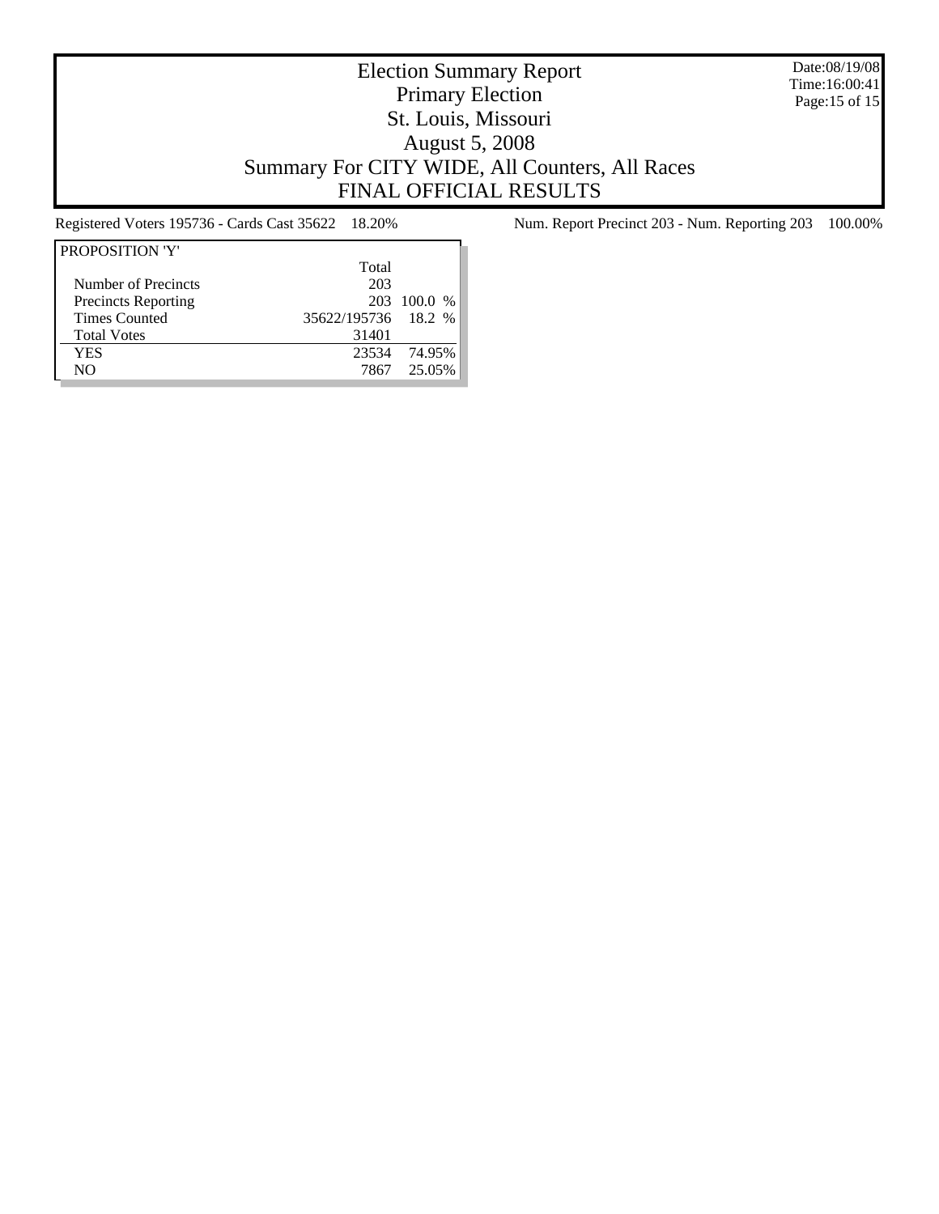# Election Summary Report

## Primary Election

## St. Louis, Missouri

## August 5, 2008

## Summary For CITY WIDE, All Counters, All Races

## FINAL OFFICIAL RESULTS

Date:08/19/08
Time:16:00:41

Registered Voters 195736 - Cards Cast 35622 18.20%

Num. Report Precinct 203 - Num. Reporting 203 100.00%

| PROPOSITION 'Y' | Total | |
|---|---|---|
| Number of Precincts | 203 | |
| Precincts Reporting | 203 | 100.0 % |
| Times Counted | 35622/195736 | 18.2 % |
| Total Votes | 31401 | |
| YES | 23534 | 74.95% |
| NO | 7867 | 25.05% |